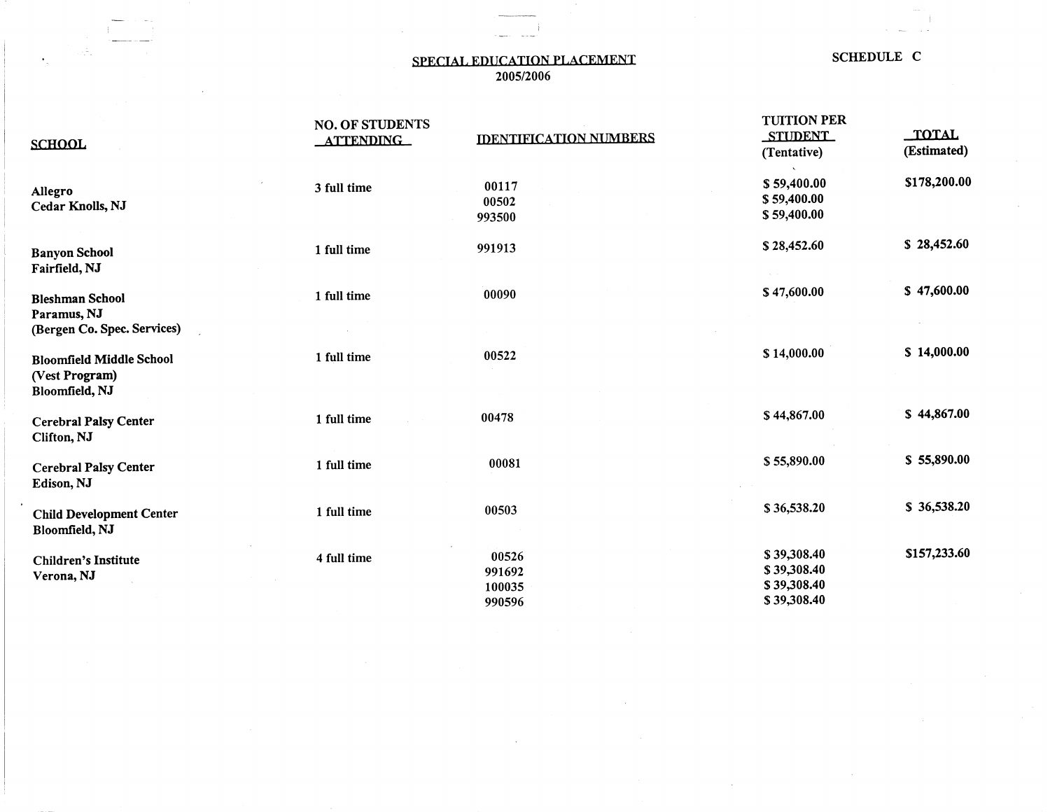SCHEDULE C

## SPECIAL EDUCATION PLACEMENT
### 2005/2006

| SCHOOL | NO. OF STUDENTS ATTENDING | IDENTIFICATION NUMBERS | TUITION PER STUDENT (Tentative) | TOTAL (Estimated) |
|---|---|---|---|---|
| Allegro<br>Cedar Knolls, NJ | 3 full time | 00117<br>00502<br>993500 | $ 59,400.00<br>$ 59,400.00<br>$ 59,400.00 | $178,200.00 |
| Banyon School<br>Fairfield, NJ | 1 full time | 991913 | $ 28,452.60 | $ 28,452.60 |
| Bleshman School<br>Paramus, NJ<br>(Bergen Co. Spec. Services) | 1 full time | 00090 | $ 47,600.00 | $ 47,600.00 |
| Bloomfield Middle School<br>(Vest Program)<br>Bloomfield, NJ | 1 full time | 00522 | $ 14,000.00 | $ 14,000.00 |
| Cerebral Palsy Center<br>Clifton, NJ | 1 full time | 00478 | $ 44,867.00 | $ 44,867.00 |
| Cerebral Palsy Center<br>Edison, NJ | 1 full time | 00081 | $ 55,890.00 | $ 55,890.00 |
| Child Development Center<br>Bloomfield, NJ | 1 full time | 00503 | $ 36,538.20 | $ 36,538.20 |
| Children's Institute<br>Verona, NJ | 4 full time | 00526<br>991692<br>100035<br>990596 | $ 39,308.40<br>$ 39,308.40<br>$ 39,308.40<br>$ 39,308.40 | $157,233.60 |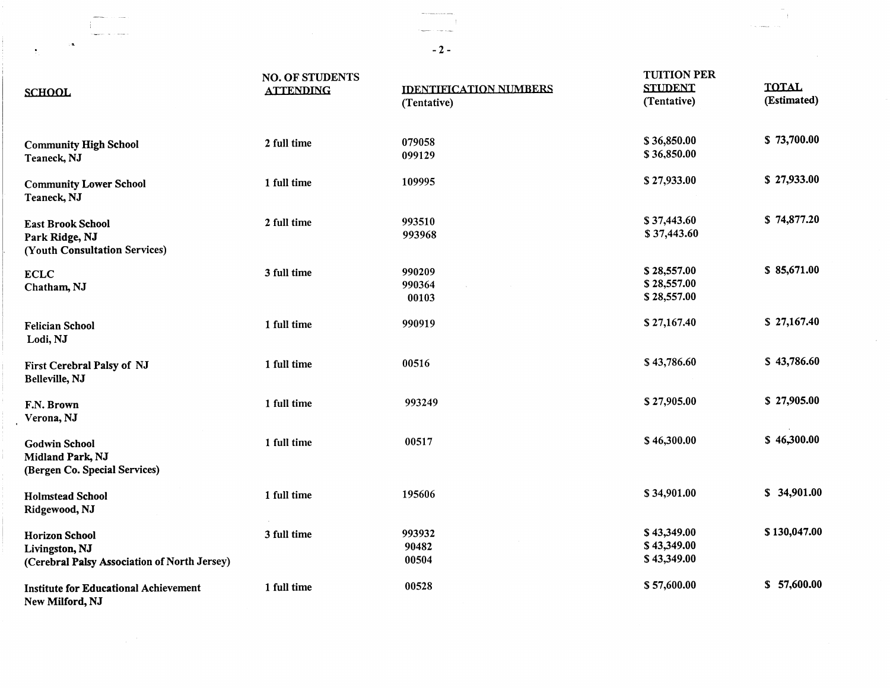| SCHOOL | NO. OF STUDENTS ATTENDING | IDENTIFICATION NUMBERS (Tentative) | TUITION PER STUDENT (Tentative) | TOTAL (Estimated) |
|---|---|---|---|---|
| Community High School<br>Teaneck, NJ | 2 full time | 079058<br>099129 | $ 36,850.00<br>$ 36,850.00 | $ 73,700.00 |
| Community Lower School<br>Teaneck, NJ | 1 full time | 109995 | $ 27,933.00 | $ 27,933.00 |
| East Brook School<br>Park Ridge, NJ<br>(Youth Consultation Services) | 2 full time | 993510<br>993968 | $ 37,443.60<br>$ 37,443.60 | $ 74,877.20 |
| ECLC<br>Chatham, NJ | 3 full time | 990209<br>990364<br>00103 | $ 28,557.00<br>$ 28,557.00<br>$ 28,557.00 | $ 85,671.00 |
| Felician School<br>Lodi, NJ | 1 full time | 990919 | $ 27,167.40 | $ 27,167.40 |
| First Cerebral Palsy of NJ<br>Belleville, NJ | 1 full time | 00516 | $ 43,786.60 | $ 43,786.60 |
| F.N. Brown<br>Verona, NJ | 1 full time | 993249 | $ 27,905.00 | $ 27,905.00 |
| Godwin School<br>Midland Park, NJ<br>(Bergen Co. Special Services) | 1 full time | 00517 | $ 46,300.00 | $ 46,300.00 |
| Holmstead School<br>Ridgewood, NJ | 1 full time | 195606 | $ 34,901.00 | $ 34,901.00 |
| Horizon School<br>Livingston, NJ<br>(Cerebral Palsy Association of North Jersey) | 3 full time | 993932<br>90482<br>00504 | $ 43,349.00<br>$ 43,349.00<br>$ 43,349.00 | $ 130,047.00 |
| Institute for Educational Achievement<br>New Milford, NJ | 1 full time | 00528 | $ 57,600.00 | $ 57,600.00 |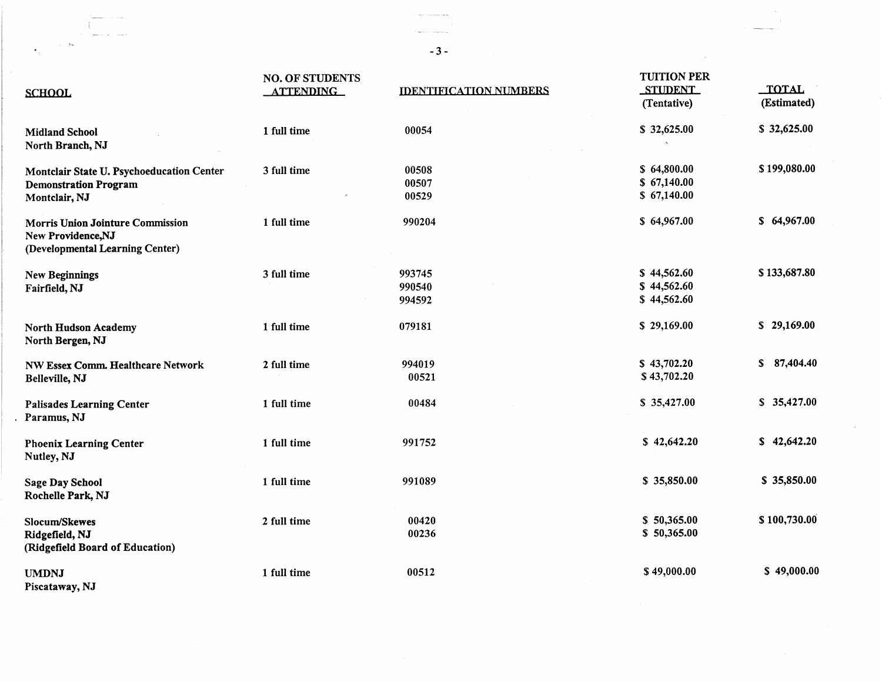| SCHOOL | NO. OF STUDENTS ATTENDING | IDENTIFICATION NUMBERS | TUITION PER STUDENT (Tentative) | TOTAL (Estimated) |
|---|---|---|---|---|
| Midland School<br>North Branch, NJ | 1 full time | 00054 | $ 32,625.00 | $ 32,625.00 |
| Montclair State U. Psychoeducation Center<br>Demonstration Program<br>Montclair, NJ | 3 full time | 00508<br>00507<br>00529 | $ 64,800.00<br>$ 67,140.00<br>$ 67,140.00 | $ 199,080.00 |
| Morris Union Jointure Commission<br>New Providence,NJ<br>(Developmental Learning Center) | 1 full time | 990204 | $ 64,967.00 | $ 64,967.00 |
| New Beginnings<br>Fairfield, NJ | 3 full time | 993745<br>990540<br>994592 | $ 44,562.60<br>$ 44,562.60<br>$ 44,562.60 | $ 133,687.80 |
| North Hudson Academy<br>North Bergen, NJ | 1 full time | 079181 | $ 29,169.00 | $ 29,169.00 |
| NW Essex Comm. Healthcare Network<br>Belleville, NJ | 2 full time | 994019<br>00521 | $ 43,702.20<br>$ 43,702.20 | $ 87,404.40 |
| Palisades Learning Center<br>Paramus, NJ | 1 full time | 00484 | $ 35,427.00 | $ 35,427.00 |
| Phoenix Learning Center<br>Nutley, NJ | 1 full time | 991752 | $ 42,642.20 | $ 42,642.20 |
| Sage Day School<br>Rochelle Park, NJ | 1 full time | 991089 | $ 35,850.00 | $ 35,850.00 |
| Slocum/Skewes<br>Ridgefield, NJ<br>(Ridgefield Board of Education) | 2 full time | 00420<br>00236 | $ 50,365.00<br>$ 50,365.00 | $ 100,730.00 |
| UMDNJ<br>Piscataway, NJ | 1 full time | 00512 | $ 49,000.00 | $ 49,000.00 |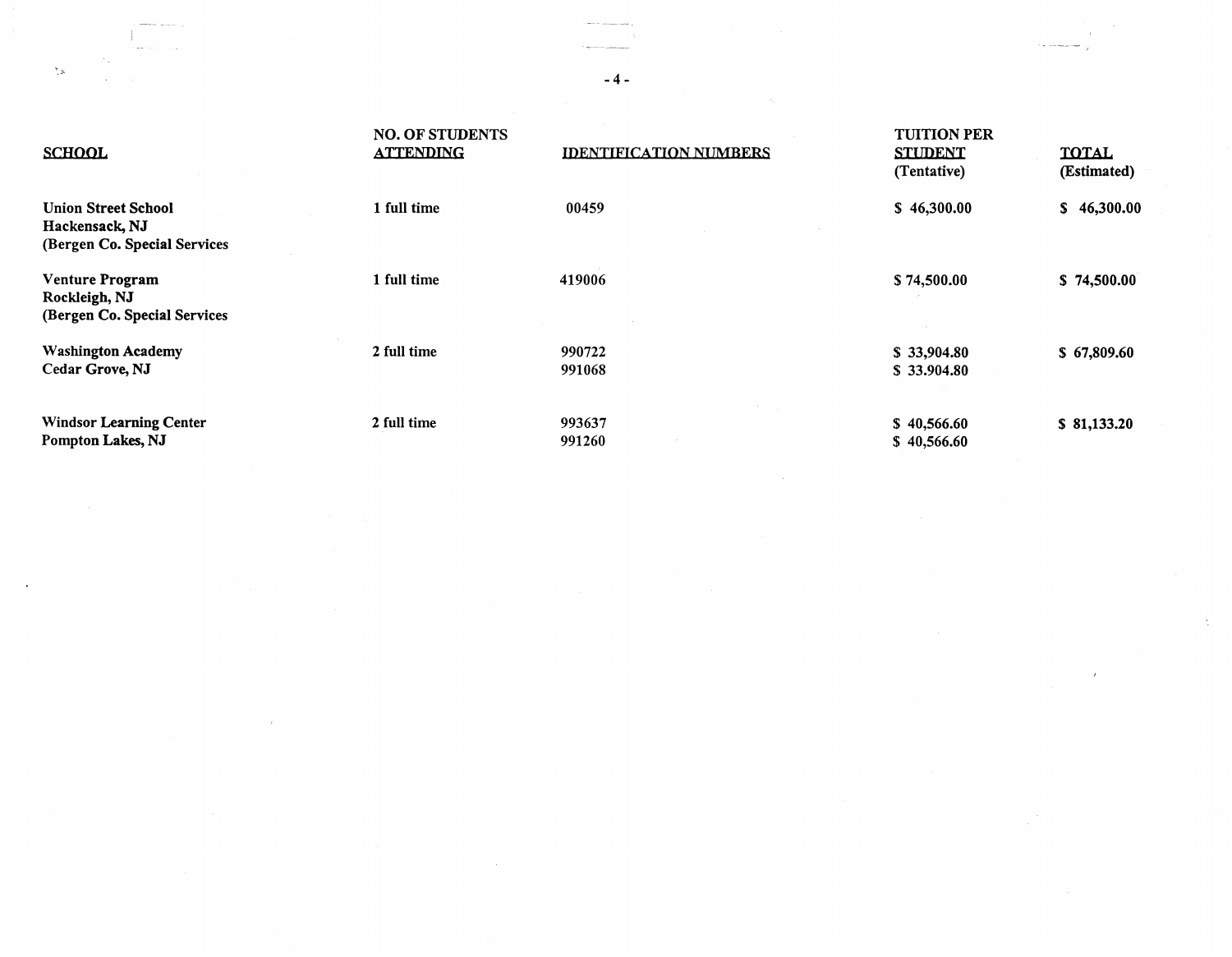| SCHOOL | NO. OF STUDENTS ATTENDING | IDENTIFICATION NUMBERS | TUITION PER STUDENT (Tentative) | TOTAL (Estimated) |
|---|---|---|---|---|
| Union Street School<br>Hackensack, NJ<br>(Bergen Co. Special Services | 1 full time | 00459 | $ 46,300.00 | $ 46,300.00 |
| Venture Program<br>Rockleigh, NJ<br>(Bergen Co. Special Services | 1 full time | 419006 | $ 74,500.00 | $ 74,500.00 |
| Washington Academy<br>Cedar Grove, NJ | 2 full time | 990722<br>991068 | $ 33,904.80<br>$ 33.904.80 | $ 67,809.60 |
| Windsor Learning Center<br>Pompton Lakes, NJ | 2 full time | 993637<br>991260 | $ 40,566.60<br>$ 40,566.60 | $ 81,133.20 |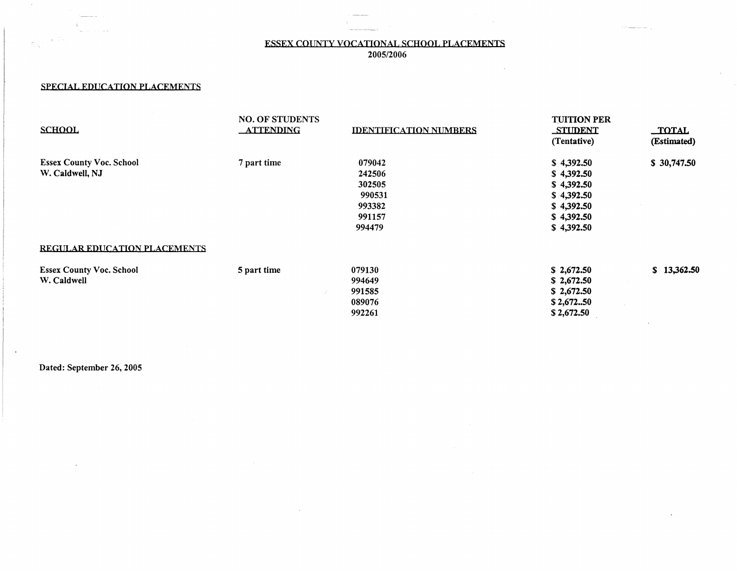# ESSEX COUNTY VOCATIONAL SCHOOL PLACEMENTS

2005/2006

## SPECIAL EDUCATION PLACEMENTS

| SCHOOL | NO. OF STUDENTS ATTENDING | IDENTIFICATION NUMBERS | TUITION PER STUDENT (Tentative) | TOTAL (Estimated) |
|---|---|---|---|---|
| Essex County Voc. School | 7 part time | 079042 | $ 4,392.50 | $ 30,747.50 |
| W. Caldwell, NJ | | 242506 | $ 4,392.50 | |
| | | 302505 | $ 4,392.50 | |
| | | 990531 | $ 4,392.50 | |
| | | 993382 | $ 4,392.50 | |
| | | 991157 | $ 4,392.50 | |
| | | 994479 | $ 4,392.50 | |

## REGULAR EDUCATION PLACEMENTS

| SCHOOL | NO. OF STUDENTS ATTENDING | IDENTIFICATION NUMBERS | TUITION PER STUDENT (Tentative) | TOTAL (Estimated) |
|---|---|---|---|---|
| Essex County Voc. School | 5 part time | 079130 | $ 2,672.50 | $ 13,362.50 |
| W. Caldwell | | 994649 | $ 2,672.50 | |
| | | 991585 | $ 2,672.50 | |
| | | 089076 | $ 2,672..50 | |
| | | 992261 | $ 2,672.50 | |

Dated: September 26, 2005